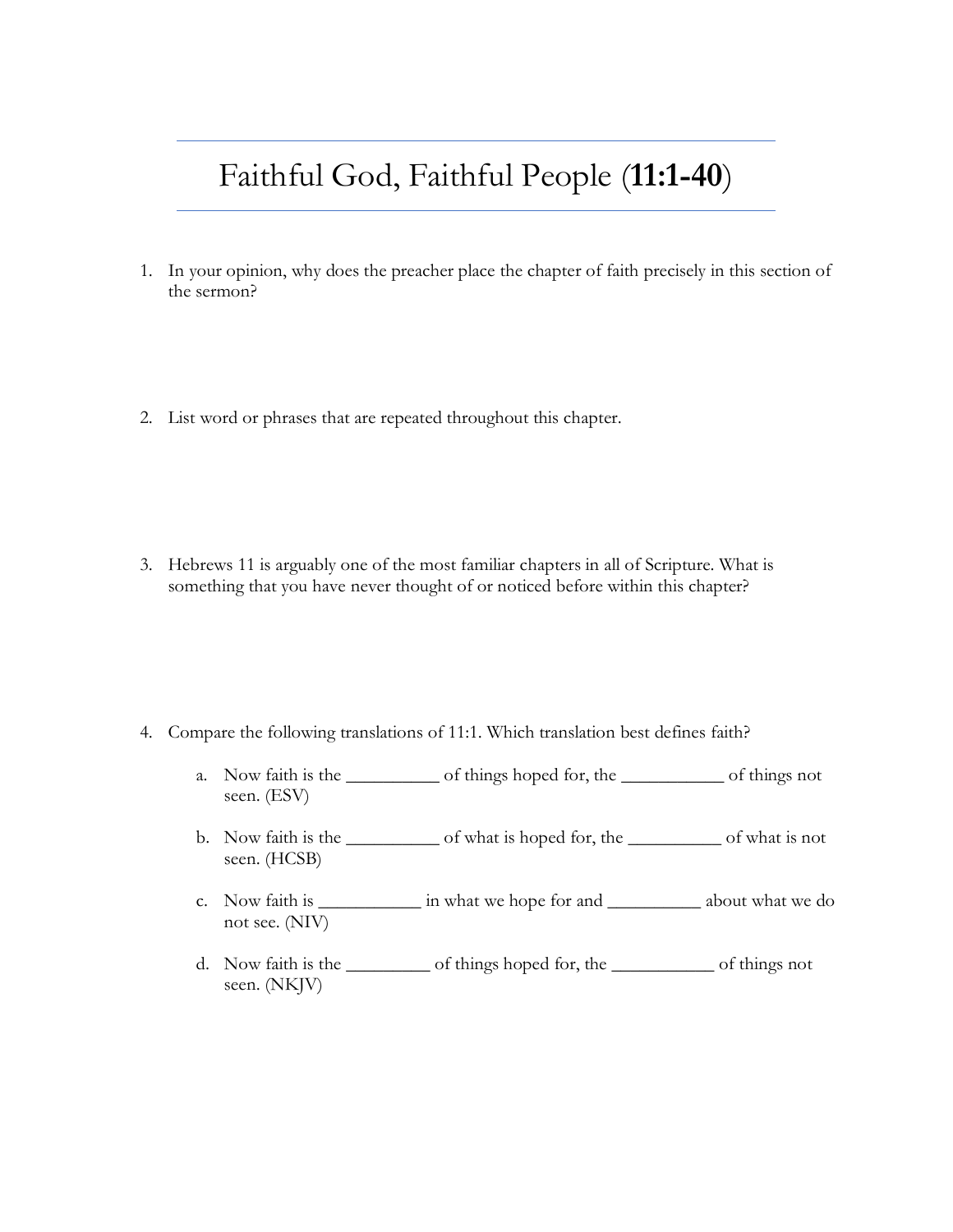# Faithful God, Faithful People (**11:1-40**)

1. In your opinion, why does the preacher place the chapter of faith precisely in this section of the sermon?

2. List word or phrases that are repeated throughout this chapter.

3. Hebrews 11 is arguably one of the most familiar chapters in all of Scripture. What is something that you have never thought of or noticed before within this chapter?

4. Compare the following translations of 11:1. Which translation best defines faith?

   a. Now faith is the __________ of things hoped for, the ___________ of things not seen. (ESV)

   b. Now faith is the __________ of what is hoped for, the __________ of what is not seen. (HCSB)

   c. Now faith is ___________ in what we hope for and __________ about what we do not see. (NIV)

   d. Now faith is the _________ of things hoped for, the ___________ of things not seen. (NKJV)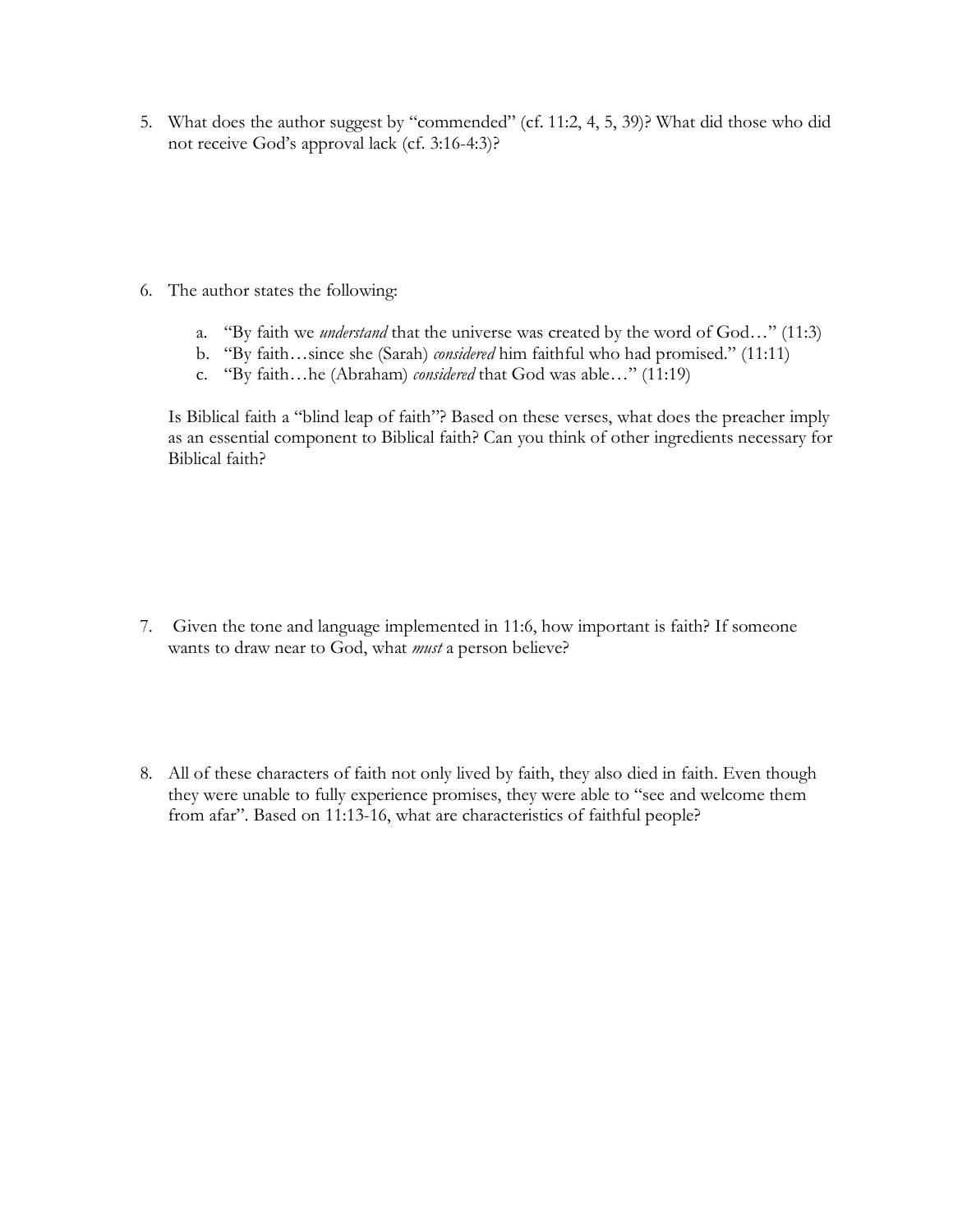5. What does the author suggest by "commended" (cf. 11:2, 4, 5, 39)? What did those who did not receive God's approval lack (cf. 3:16-4:3)?

6. The author states the following:

    a. "By faith we *understand* that the universe was created by the word of God…" (11:3)
    b. "By faith…since she (Sarah) *considered* him faithful who had promised." (11:11)
    c. "By faith…he (Abraham) *considered* that God was able…" (11:19)

    Is Biblical faith a "blind leap of faith"? Based on these verses, what does the preacher imply as an essential component to Biblical faith? Can you think of other ingredients necessary for Biblical faith?

7. Given the tone and language implemented in 11:6, how important is faith? If someone wants to draw near to God, what *must* a person believe?

8. All of these characters of faith not only lived by faith, they also died in faith. Even though they were unable to fully experience promises, they were able to "see and welcome them from afar". Based on 11:13-16, what are characteristics of faithful people?